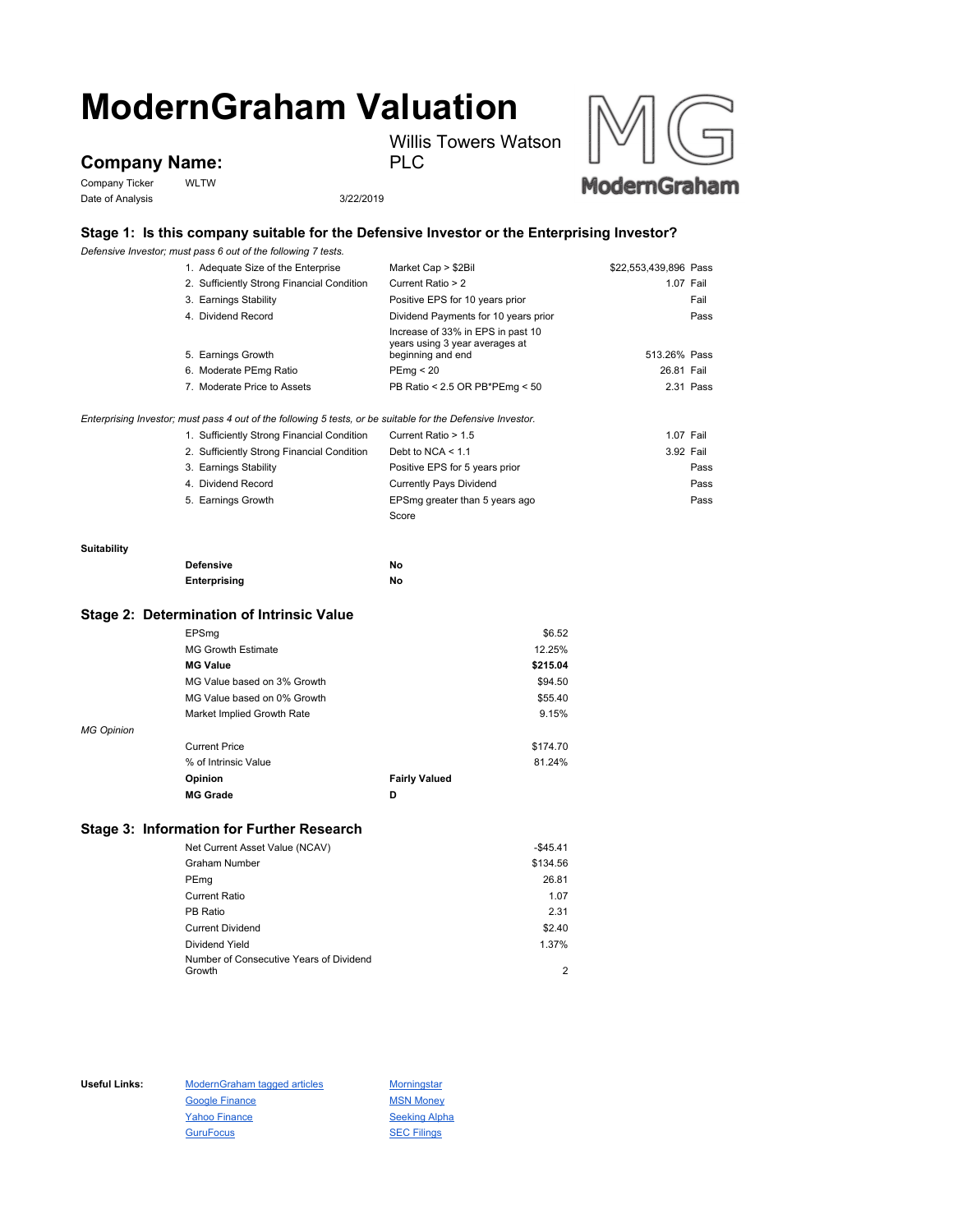# ModernGraham Valuation

## Company Name: Willis Towers Watson PLC

Company Ticker: WLTW

Date of Analysis: 3/22/2019

### Stage 1: Is this company suitable for the Defensive Investor or the Enterprising Investor?

*Defensive Investor; must pass 6 out of the following 7 tests.*

| Test | Criterion | Value | Result |
|---|---|---|---|
| 1. Adequate Size of the Enterprise | Market Cap > $2Bil | $22,553,439,896 | Pass |
| 2. Sufficiently Strong Financial Condition | Current Ratio > 2 | 1.07 | Fail |
| 3. Earnings Stability | Positive EPS for 10 years prior | | Fail |
| 4. Dividend Record | Dividend Payments for 10 years prior | | Pass |
| 5. Earnings Growth | Increase of 33% in EPS in past 10 years using 3 year averages at beginning and end | 513.26% | Pass |
| 6. Moderate PEmg Ratio | PEmg < 20 | 26.81 | Fail |
| 7. Moderate Price to Assets | PB Ratio < 2.5 OR PB*PEmg < 50 | 2.31 | Pass |

*Enterprising Investor; must pass 4 out of the following 5 tests, or be suitable for the Defensive Investor.*

| Test | Criterion | Value | Result |
|---|---|---|---|
| 1. Sufficiently Strong Financial Condition | Current Ratio > 1.5 | 1.07 | Fail |
| 2. Sufficiently Strong Financial Condition | Debt to NCA < 1.1 | 3.92 | Fail |
| 3. Earnings Stability | Positive EPS for 5 years prior | | Pass |
| 4. Dividend Record | Currently Pays Dividend | | Pass |
| 5. Earnings Growth | EPSmg greater than 5 years ago | | Pass |
| | Score | | |

**Suitability**

| | |
|---|---|
| **Defensive** | **No** |
| **Enterprising** | **No** |

### Stage 2: Determination of Intrinsic Value

| | |
|---|---|
| EPSmg | $6.52 |
| MG Growth Estimate | 12.25% |
| **MG Value** | **$215.04** |
| MG Value based on 3% Growth | $94.50 |
| MG Value based on 0% Growth | $55.40 |
| Market Implied Growth Rate | 9.15% |

*MG Opinion*

| | |
|---|---|
| Current Price | $174.70 |
| % of Intrinsic Value | 81.24% |
| **Opinion** | **Fairly Valued** |
| **MG Grade** | **D** |

### Stage 3: Information for Further Research

| | |
|---|---|
| Net Current Asset Value (NCAV) | -$45.41 |
| Graham Number | $134.56 |
| PEmg | 26.81 |
| Current Ratio | 1.07 |
| PB Ratio | 2.31 |
| Current Dividend | $2.40 |
| Dividend Yield | 1.37% |
| Number of Consecutive Years of Dividend Growth | 2 |

**Useful Links:**

- ModernGraham tagged articles
- Google Finance
- Yahoo Finance
- GuruFocus
- Morningstar
- MSN Money
- Seeking Alpha
- SEC Filings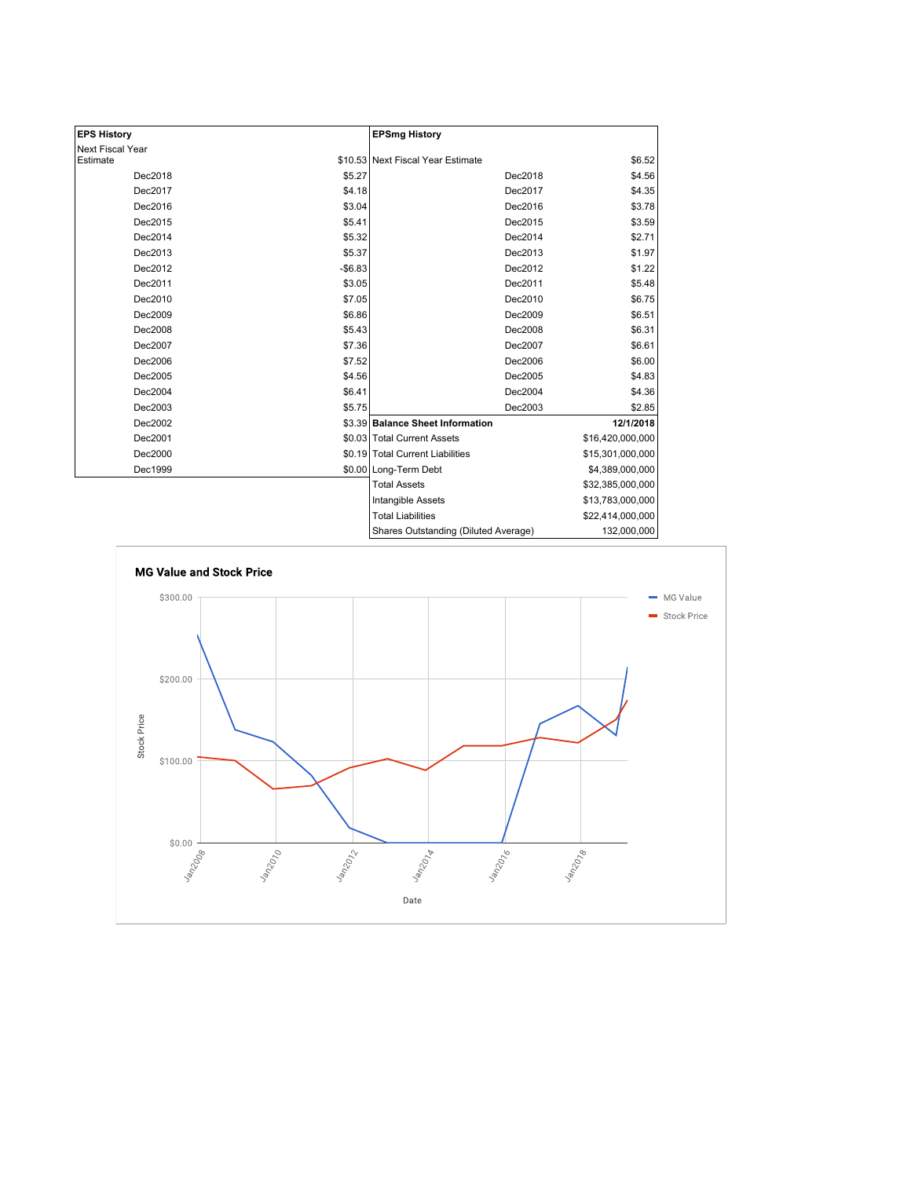| EPS History | | EPSmg History | |
|---|---|---|---|
| Next Fiscal Year Estimate | $10.53 | Next Fiscal Year Estimate | $6.52 |
| Dec2018 | $5.27 | Dec2018 | $4.56 |
| Dec2017 | $4.18 | Dec2017 | $4.35 |
| Dec2016 | $3.04 | Dec2016 | $3.78 |
| Dec2015 | $5.41 | Dec2015 | $3.59 |
| Dec2014 | $5.32 | Dec2014 | $2.71 |
| Dec2013 | $5.37 | Dec2013 | $1.97 |
| Dec2012 | -$6.83 | Dec2012 | $1.22 |
| Dec2011 | $3.05 | Dec2011 | $5.48 |
| Dec2010 | $7.05 | Dec2010 | $6.75 |
| Dec2009 | $6.86 | Dec2009 | $6.51 |
| Dec2008 | $5.43 | Dec2008 | $6.31 |
| Dec2007 | $7.36 | Dec2007 | $6.61 |
| Dec2006 | $7.52 | Dec2006 | $6.00 |
| Dec2005 | $4.56 | Dec2005 | $4.83 |
| Dec2004 | $6.41 | Dec2004 | $4.36 |
| Dec2003 | $5.75 | Dec2003 | $2.85 |
| Dec2002 | $3.39 | **Balance Sheet Information** | **12/1/2018** |
| Dec2001 | $0.03 | Total Current Assets | $16,420,000,000 |
| Dec2000 | $0.19 | Total Current Liabilities | $15,301,000,000 |
| Dec1999 | $0.00 | Long-Term Debt | $4,389,000,000 |
| | | Total Assets | $32,385,000,000 |
| | | Intangible Assets | $13,783,000,000 |
| | | Total Liabilities | $22,414,000,000 |
| | | Shares Outstanding (Diluted Average) | 132,000,000 |

**MG Value and Stock Price**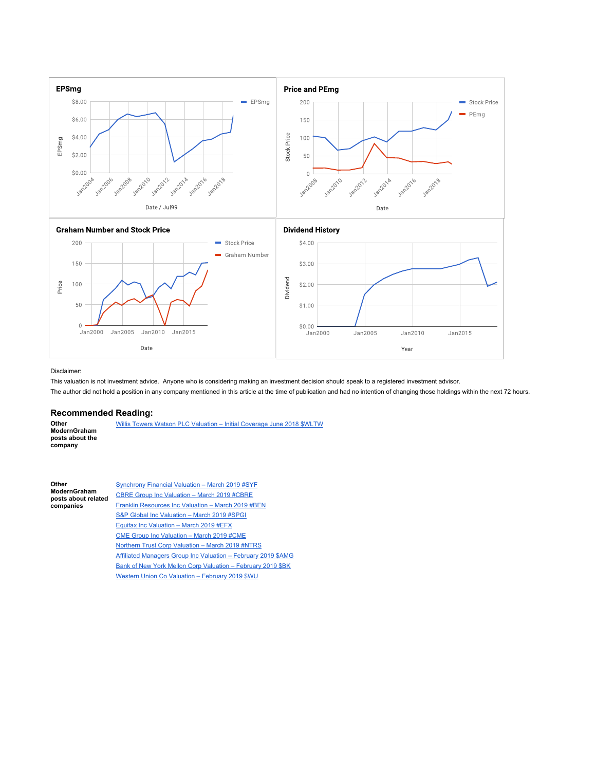EPSmg

$8.00
$6.00
$4.00
$2.00
$0.00

EPSmg

Jan2004 Jan2006 Jan2008 Jan2010 Jan2012 Jan2014 Jan2016 Jan2018

Date / Jul99

EPSmg

Price and PEmg

200
150
100
50
0

Stock Price

Jan2008 Jan2010 Jan2012 Jan2014 Jan2016 Jan2018

Date

Stock Price
PEmg

Graham Number and Stock Price

200
150
100
50
0

Price

Jan2000 Jan2005 Jan2010 Jan2015

Date

Stock Price
Graham Number

Dividend History

$4.00
$3.00
$2.00
$1.00
$0.00

Dividend

Jan2000 Jan2005 Jan2010 Jan2015

Year

Disclaimer:

This valuation is not investment advice. Anyone who is considering making an investment decision should speak to a registered investment advisor.

The author did not hold a position in any company mentioned in this article at the time of publication and had no intention of changing those holdings within the next 72 hours.

## Recommended Reading:

| | |
|---|---|
| **Other ModernGraham posts about the company** | Willis Towers Watson PLC Valuation – Initial Coverage June 2018 $WLTW |
| **Other ModernGraham posts about related companies** | Synchrony Financial Valuation – March 2019 #SYF<br>CBRE Group Inc Valuation – March 2019 #CBRE<br>Franklin Resources Inc Valuation – March 2019 #BEN<br>S&P Global Inc Valuation – March 2019 #SPGI<br>Equifax Inc Valuation – March 2019 #EFX<br>CME Group Inc Valuation – March 2019 #CME<br>Northern Trust Corp Valuation – March 2019 #NTRS<br>Affiliated Managers Group Inc Valuation – February 2019 $AMG<br>Bank of New York Mellon Corp Valuation – February 2019 $BK<br>Western Union Co Valuation – February 2019 $WU |